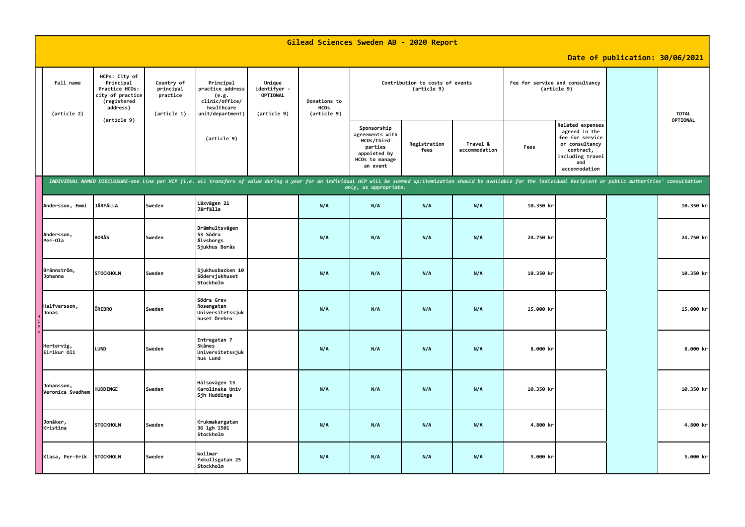# Gilead Sciences Sweden AB - 2020 Report

**Date of publication: 30/06/2021**

| | Full name (article 2) | HCPs: City of Principal Practice HCOs: city of practice (registered address) (article 9) | Country of principal practice (article 1) | Principal practice address (e.g. clinic/office/ healthcare unit/department) (article 9) | Unique identifyer - OPTIONAL (article 9) | Donations to HCOs (article 9) | Contribution to costs of events (article 9) | | | Fee for service and consultancy (article 9) | | | TOTAL OPTIONAL |
|---|---|---|---|---|---|---|---|---|---|---|---|---|---|
| | | | | | | | Sponsorship agreements with HCOs/third parties appointed by HCOs to manage an event | Registration fees | Travel & accommodation | Fees | Related expenses agreed in the fee for service or consultancy contract, including travel and accommodation | | |
| | *INDIVIDUAL NAMED DISCLOSURE-one line per HCP (i.e. all transfers of value during a year for an individual HCP will be summed up:itemization should be available for the individual Recipient or public authorities' consultation only, as appropriate.* | | | | | | | | | | | | |
| HCPs | Andersson, Emmi | JÄRFÄLLA | Sweden | Lävvägen 21 Järfälla | | N/A | N/A | N/A | N/A | 10.350 kr | | | 10.350 kr |
| HCPs | Andersson, Per-Ola | BORÅS | Sweden | Brämhultsvägen 53 Södra Älvsborgs Sjukhus Borås | | N/A | N/A | N/A | N/A | 24.750 kr | | | 24.750 kr |
| HCPs | Brännström, Johanna | STOCKHOLM | Sweden | Sjukhusbacken 10 Södersjukhuset Stockholm | | N/A | N/A | N/A | N/A | 10.350 kr | | | 10.350 kr |
| HCPs | Halfvarsson, Jonas | ÖREBRO | Sweden | Södra Grev Rosengatan Universitetssjukhuset Örebro | | N/A | N/A | N/A | N/A | 15.000 kr | | | 15.000 kr |
| HCPs | Hertervig, Eirikur Oli | LUND | Sweden | Entregatan 7 Skånes Universitetssjukhus Lund | | N/A | N/A | N/A | N/A | 8.000 kr | | | 8.000 kr |
| HCPs | Johansson, Veronica Svedhem | HUDDINGE | Sweden | Hälsovägen 13 Karolinska Univ Sjh Huddinge | | N/A | N/A | N/A | N/A | 10.350 kr | | | 10.350 kr |
| HCPs | Jonåker, Kristina | STOCKHOLM | Sweden | Krukmakargatan 36 lgh 1501 Stockholm | | N/A | N/A | N/A | N/A | 4.800 kr | | | 4.800 kr |
| HCPs | Klasa, Per-Erik | STOCKHOLM | Sweden | Wollmar Yxkullsgatan 25 Stockholm | | N/A | N/A | N/A | N/A | 5.000 kr | | | 5.000 kr |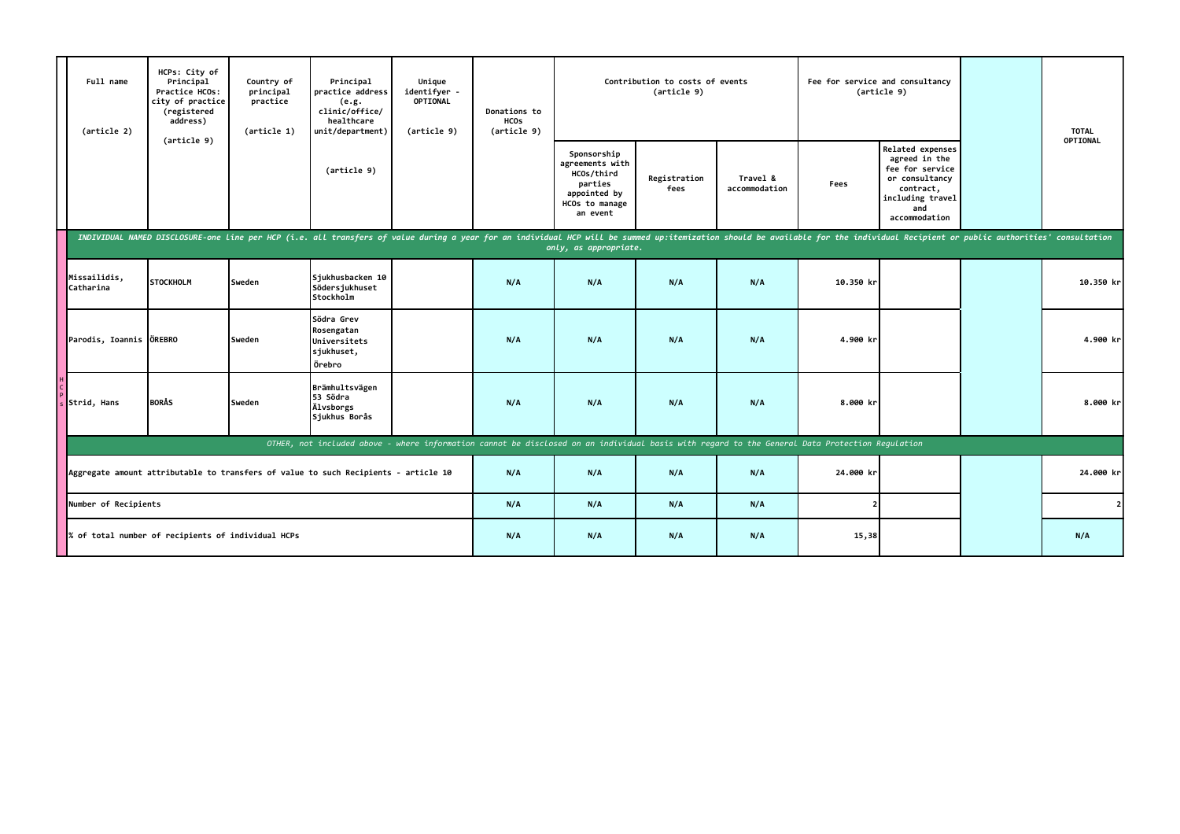| | Full name (article 2) | HCPs: City of Principal Practice HCOs: city of practice (registered address) (article 9) | Country of principal practice (article 1) | Principal practice address (e.g. clinic/office/ healthcare unit/department) (article 9) | Unique identifyer - OPTIONAL (article 9) | Donations to HCOs (article 9) | Contribution to costs of events (article 9) | | | Fee for service and consultancy (article 9) | | | TOTAL OPTIONAL |
|---|---|---|---|---|---|---|---|---|---|---|---|---|---|
| | | | | | | | Sponsorship agreements with HCOs/third parties appointed by HCOs to manage an event | Registration fees | Travel & accommodation | Fees | Related expenses agreed in the fee for service or consultancy contract, including travel and accommodation | | |
| | *INDIVIDUAL NAMED DISCLOSURE-one line per HCP (i.e. all transfers of value during a year for an individual HCP will be summed up:itemization should be available for the individual Recipient or public authorities' consultation only, as appropriate.* | | | | | | | | | | | | |
| HCPs | Missailidis, Catharina | STOCKHOLM | Sweden | Sjukhusbacken 10 Södersjukhuset Stockholm | | N/A | N/A | N/A | N/A | 10.350 kr | | | 10.350 kr |
| HCPs | Parodis, Ioannis | ÖREBRO | Sweden | Södra Grev Rosengatan Universitets sjukhuset, Örebro | | N/A | N/A | N/A | N/A | 4.900 kr | | | 4.900 kr |
| HCPs | Strid, Hans | BORÅS | Sweden | Brämhultsvägen 53 Södra Älvsborgs Sjukhus Borås | | N/A | N/A | N/A | N/A | 8.000 kr | | | 8.000 kr |
| | *OTHER, not included above - where information cannot be disclosed on an individual basis with regard to the General Data Protection Regulation* | | | | | | | | | | | | |
| | Aggregate amount attributable to transfers of value to such Recipients - article 10 | | | | | N/A | N/A | N/A | N/A | 24.000 kr | | | 24.000 kr |
| | Number of Recipients | | | | | N/A | N/A | N/A | N/A | 2 | | | 2 |
| | % of total number of recipients of individual HCPs | | | | | N/A | N/A | N/A | N/A | 15,38 | | | N/A |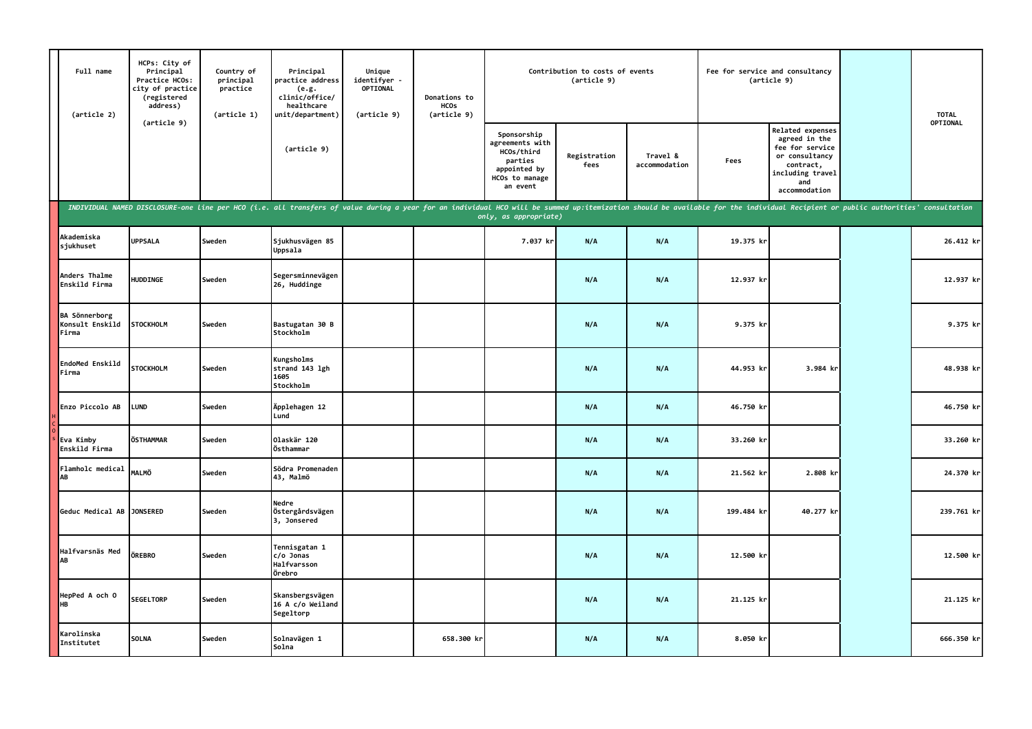| Full name (article 2) | HCPs: City of Principal Practice HCOs: city of practice (registered address) (article 9) | Country of principal practice (article 1) | Principal practice address (e.g. clinic/office/ healthcare unit/department) (article 9) | Unique identifyer - OPTIONAL (article 9) | Donations to HCOs (article 9) | Contribution to costs of events (article 9) | | | Fee for service and consultancy (article 9) | | | TOTAL OPTIONAL |
|---|---|---|---|---|---|---|---|---|---|---|---|---|
| | | | | | | Sponsorship agreements with HCOs/third parties appointed by HCOs to manage an event | Registration fees | Travel & accommodation | Fees | Related expenses agreed in the fee for service or consultancy contract, including travel and accommodation | | |
| *INDIVIDUAL NAMED DISCLOSURE-one line per HCO (i.e. all transfers of value during a year for an individual HCO will be summed up:itemization should be available for the individual Recipient or public authorities' consultation only, as appropriate)* | | | | | | | | | | | | |
| Akademiska sjukhuset | UPPSALA | Sweden | Sjukhusvägen 85 Uppsala | | | 7.037 kr | N/A | N/A | 19.375 kr | | | 26.412 kr |
| Anders Thalme Enskild Firma | HUDDINGE | Sweden | Segersminnevägen 26, Huddinge | | | | N/A | N/A | 12.937 kr | | | 12.937 kr |
| BA Sönnerborg Konsult Enskild Firma | STOCKHOLM | Sweden | Bastugatan 30 B Stockholm | | | | N/A | N/A | 9.375 kr | | | 9.375 kr |
| EndoMed Enskild Firma | STOCKHOLM | Sweden | Kungsholms strand 143 lgh 1605 Stockholm | | | | N/A | N/A | 44.953 kr | 3.984 kr | | 48.938 kr |
| Enzo Piccolo AB | LUND | Sweden | Äpplehagen 12 Lund | | | | N/A | N/A | 46.750 kr | | | 46.750 kr |
| Eva Kimby Enskild Firma | ÖSTHAMMAR | Sweden | Olaskär 120 Östhammar | | | | N/A | N/A | 33.260 kr | | | 33.260 kr |
| Flamholc medical AB | MALMÖ | Sweden | Södra Promenaden 43, Malmö | | | | N/A | N/A | 21.562 kr | 2.808 kr | | 24.370 kr |
| Geduc Medical AB | JONSERED | Sweden | Nedre Östergårdsvägen 3, Jonsered | | | | N/A | N/A | 199.484 kr | 40.277 kr | | 239.761 kr |
| Halfvarsnäs Med AB | ÖREBRO | Sweden | Tennisgatan 1 c/o Jonas Halfvarsson Örebro | | | | N/A | N/A | 12.500 kr | | | 12.500 kr |
| HepPed A och O HB | SEGELTORP | Sweden | Skansbergsvägen 16 A c/o Weiland Segeltorp | | | | N/A | N/A | 21.125 kr | | | 21.125 kr |
| Karolinska Institutet | SOLNA | Sweden | Solnavägen 1 Solna | | 658.300 kr | | N/A | N/A | 8.050 kr | | | 666.350 kr |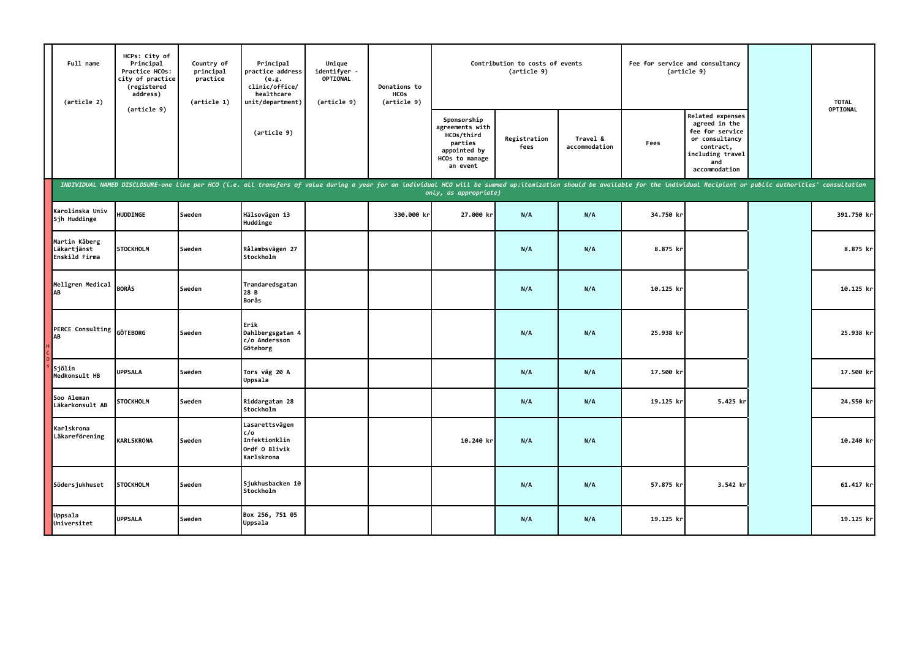| | Full name (article 2) | HCPs: City of Principal Practice HCOs: city of practice (registered address) (article 9) | Country of principal practice (article 1) | Principal practice address (e.g. clinic/office/ healthcare unit/department) (article 9) | Unique identifyer - OPTIONAL (article 9) | Donations to HCOs (article 9) | Contribution to costs of events (article 9) | | | Fee for service and consultancy (article 9) | | | TOTAL OPTIONAL |
|---|---|---|---|---|---|---|---|---|---|---|---|---|---|
| | | | | | | | Sponsorship agreements with HCOs/third parties appointed by HCOs to manage an event | Registration fees | Travel & accommodation | Fees | Related expenses agreed in the fee for service or consultancy contract, including travel and accommodation | | |
| | *INDIVIDUAL NAMED DISCLOSURE-one line per HCO (i.e. all transfers of value during a year for an individual HCO will be summed up:itemization should be available for the individual Recipient or public authorities' consultation only, as appropriate)* | | | | | | | | | | | | |
| HCOs | Karolinska Univ Sjh Huddinge | HUDDINGE | Sweden | Hälsovägen 13 Huddinge | | 330.000 kr | 27.000 kr | N/A | N/A | 34.750 kr | | | 391.750 kr |
| | Martin Kåberg Läkartjänst Enskild Firma | STOCKHOLM | Sweden | Rålambsvägen 27 Stockholm | | | | N/A | N/A | 8.875 kr | | | 8.875 kr |
| | Mellgren Medical AB | BORÅS | Sweden | Trandaredsgatan 28 B Borås | | | | N/A | N/A | 10.125 kr | | | 10.125 kr |
| | PERCE Consulting AB | GÖTEBORG | Sweden | Erik Dahlbergsgatan 4 c/o Andersson Göteborg | | | | N/A | N/A | 25.938 kr | | | 25.938 kr |
| | Sjölin Medkonsult HB | UPPSALA | Sweden | Tors väg 20 A Uppsala | | | | N/A | N/A | 17.500 kr | | | 17.500 kr |
| | Soo Aleman Läkarkonsult AB | STOCKHOLM | Sweden | Riddargatan 28 Stockholm | | | | N/A | N/A | 19.125 kr | 5.425 kr | | 24.550 kr |
| | Karlskrona Läkareförening | KARLSKRONA | Sweden | Lasarettsvägen c/o Infektionklin Ordf O Blivik Karlskrona | | | 10.240 kr | N/A | N/A | | | | 10.240 kr |
| | Södersjukhuset | STOCKHOLM | Sweden | Sjukhusbacken 10 Stockholm | | | | N/A | N/A | 57.875 kr | 3.542 kr | | 61.417 kr |
| | Uppsala Universitet | UPPSALA | Sweden | Box 256, 751 05 Uppsala | | | | N/A | N/A | 19.125 kr | | | 19.125 kr |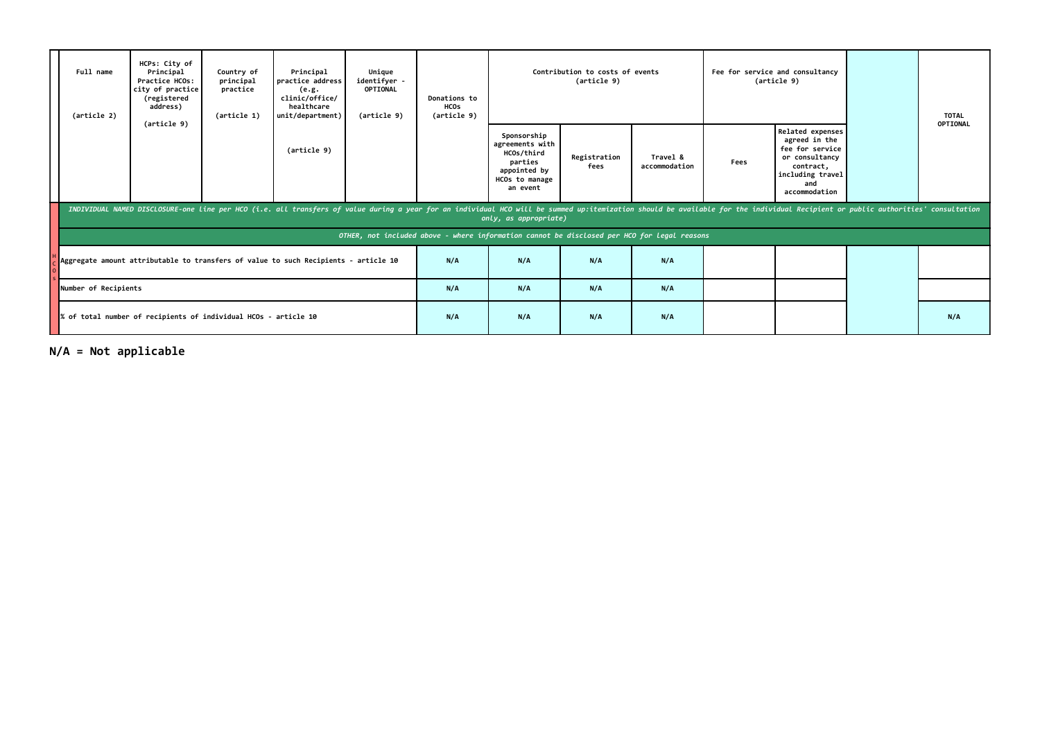| | Full name (article 2) | HCPs: City of Principal Practice HCOs: city of practice (registered address) (article 9) | Country of principal practice (article 1) | Principal practice address (e.g. clinic/office/ healthcare unit/department) (article 9) | Unique identifyer - OPTIONAL (article 9) | Donations to HCOs (article 9) | Contribution to costs of events (article 9) | | | Fee for service and consultancy (article 9) | | | TOTAL OPTIONAL |
|---|---|---|---|---|---|---|---|---|---|---|---|---|---|
| | | | | | | | Sponsorship agreements with HCOs/third parties appointed by HCOs to manage an event | Registration fees | Travel & accommodation | Fees | Related expenses agreed in the fee for service or consultancy contract, including travel and accommodation | | |
| HCOs | *INDIVIDUAL NAMED DISCLOSURE-one line per HCO (i.e. all transfers of value during a year for an individual HCO will be summed up:itemization should be available for the individual Recipient or public authorities' consultation only, as appropriate)* | | | | | | | | | | | | |
| | *OTHER, not included above - where information cannot be disclosed per HCO for legal reasons* | | | | | | | | | | | | |
| | Aggregate amount attributable to transfers of value to such Recipients - article 10 | | | | | N/A | N/A | N/A | N/A | | | | |
| | Number of Recipients | | | | | N/A | N/A | N/A | N/A | | | | |
| | % of total number of recipients of individual HCOs - article 10 | | | | | N/A | N/A | N/A | N/A | | | | N/A |

**N/A = Not applicable**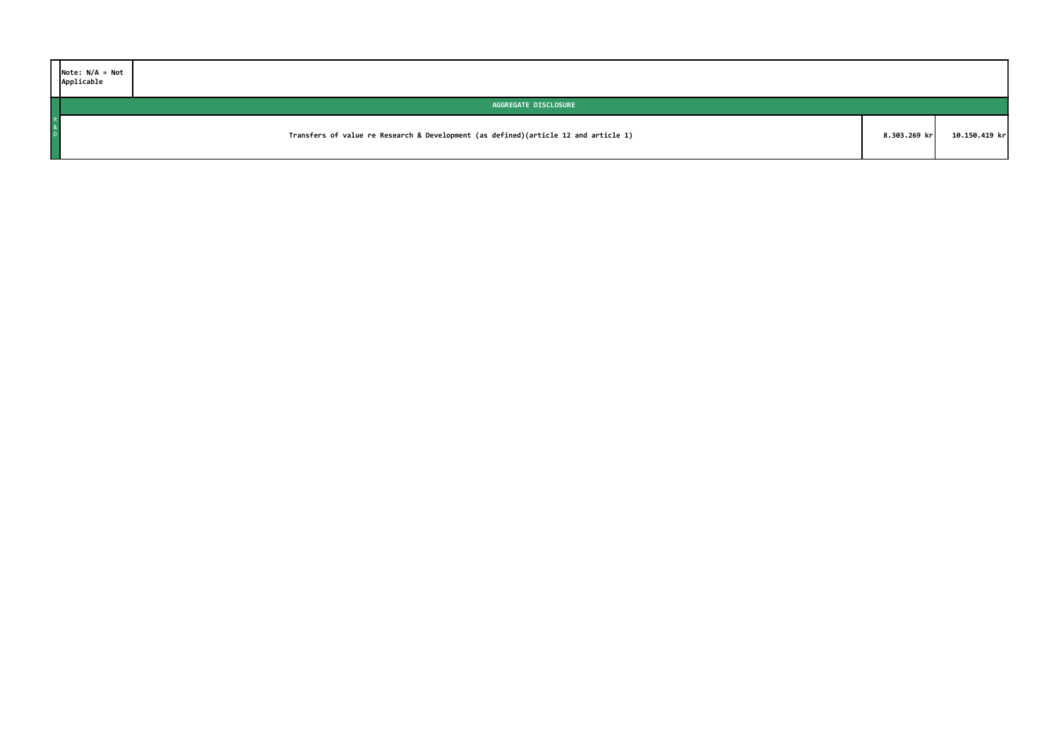| | | | |
|---|---|---|---|
| | Note: N/A = Not Applicable | | |
| | AGGREGATE DISCLOSURE | | |
| R & D | Transfers of value re Research & Development (as defined)(article 12 and article 1) | 8.303.269 kr | 10.150.419 kr |